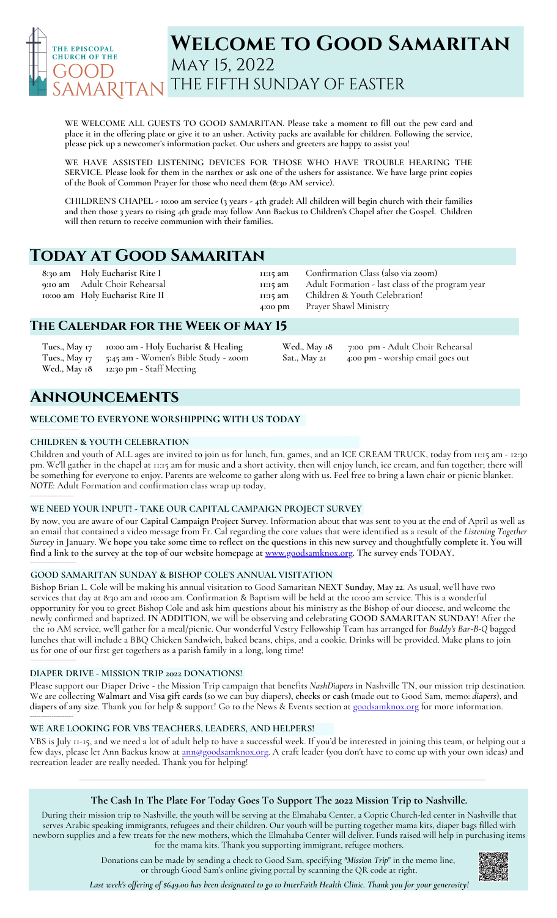THE EPISCOPAL CHURCH OF THE GOOD SAMARITAN

# Welcome to Good Samaritan

May 15, 2022

THE FIFTH SUNDAY OF EASTER

**WE WELCOME ALL GUESTS TO GOOD SAMARITAN. Please take a moment to fill out the pew card and place it in the offering plate or give it to an usher. Activity packs are available for children. Following the service, please pick up a newcomer's information packet. Our ushers and greeters are happy to assist you!**

**WE HAVE ASSISTED LISTENING DEVICES FOR THOSE WHO HAVE TROUBLE HEARING THE SERVICE. Please look for them in the narthex or ask one of the ushers for assistance. We have large print copies of the Book of Common Prayer for those who need them (8:30 AM service).**

**CHILDREN'S CHAPEL - 10:00 am service (3 years - 4th grade): All children will begin church with their families and then those 3 years to rising 4th grade may follow Ann Backus to Children's Chapel after the Gospel. Children will then return to receive communion with their families.**

## Today at Good Samaritan

| | |
|---|---|
| 8:30 am | Holy Eucharist Rite I |
| 9:10 am | Adult Choir Rehearsal |
| 10:00 am | Holy Eucharist Rite II |
| 11:15 am | Confirmation Class (also via zoom) |
| 11:15 am | Adult Formation - last class of the program year |
| 11:15 am | Children & Youth Celebration! |
| 4:00 pm | Prayer Shawl Ministry |

## The Calendar for the Week of May 15

| | |
|---|---|
| Tues., May 17 | 10:00 am - Holy Eucharist & Healing |
| Tues., May 17 | 5:45 am - Women's Bible Study - zoom |
| Wed., May 18 | 12:30 pm - Staff Meeting |
| Wed., May 18 | 7:00 pm - Adult Choir Rehearsal |
| Sat., May 21 | 4:00 pm - worship email goes out |

## Announcements

### WELCOME TO EVERYONE WORSHIPPING WITH US TODAY

### CHILDREN & YOUTH CELEBRATION

Children and youth of ALL ages are invited to join us for lunch, fun, games, and an ICE CREAM TRUCK, today from 11:15 am - 12:30 pm. We'll gather in the chapel at 11:15 am for music and a short activity, then will enjoy lunch, ice cream, and fun together; there will be something for everyone to enjoy. Parents are welcome to gather along with us. Feel free to bring a lawn chair or picnic blanket. *NOTE*: Adult Formation and confirmation class wrap up today,

### WE NEED YOUR INPUT! - TAKE OUR CAPITAL CAMPAIGN PROJECT SURVEY

By now, you are aware of our **Capital Campaign Project Survey**. Information about that was sent to you at the end of April as well as an email that contained a video message from Fr. Cal regarding the core values that were identified as a result of the *Listening Together Survey* in January. **We hope you take some time to reflect on the questions in this new survey and thoughtfully complete it. You will find a link to the survey at the top of our website homepage at www.goodsamknox.org. The survey ends TODAY.**

### GOOD SAMARITAN SUNDAY & BISHOP COLE'S ANNUAL VISITATION

Bishop Brian L. Cole will be making his annual visitation to Good Samaritan **NEXT Sunday, May 22**. As usual, we'll have two services that day at 8:30 am and 10:00 am. Confirmation & Baptism will be held at the 10:00 am service. This is a wonderful opportunity for you to greet Bishop Cole and ask him questions about his ministry as the Bishop of our diocese, and welcome the newly confirmed and baptized. **IN ADDITION**, we will be observing and celebrating **GOOD SAMARITAN SUNDAY**! After the the 10 AM service, we'll gather for a meal/picnic. Our wonderful Vestry Fellowship Team has arranged for *Buddy's Bar-B-Q* bagged lunches that will include a BBQ Chicken Sandwich, baked beans, chips, and a cookie. Drinks will be provided. Make plans to join us for one of our first get togethers as a parish family in a long, long time!

### DIAPER DRIVE - MISSION TRIP 2022 DONATIONS!

Please support our Diaper Drive - the Mission Trip campaign that benefits *NashDiapers* in Nashville TN, our mission trip destination. We are collecting **Walmart and Visa gift cards** (so we can buy diapers), **checks or cash** (made out to Good Sam, memo: *diapers*), and **diapers of any size**. Thank you for help & support! Go to the News & Events section at goodsamknox.org for more information.

### WE ARE LOOKING FOR VBS TEACHERS, LEADERS, AND HELPERS!

VBS is July 11-15, and we need a lot of adult help to have a successful week. If you'd be interested in joining this team, or helping out a few days, please let Ann Backus know at ann@goodsamknox.org. A craft leader (you don't have to come up with your own ideas) and recreation leader are really needed. Thank you for helping!

---

**The Cash In The Plate For Today Goes To Support The 2022 Mission Trip to Nashville.**

During their mission trip to Nashville, the youth will be serving at the Elmahaba Center, a Coptic Church-led center in Nashville that serves Arabic speaking immigrants, refugees and their children. Our youth will be putting together mama kits, diaper bags filled with newborn supplies and a few treats for the new mothers, which the Elmahaba Center will deliver. Funds raised will help in purchasing items for the mama kits. Thank you supporting immigrant, refugee mothers.

Donations can be made by sending a check to Good Sam, specifying *"Mission Trip"* in the memo line, or through Good Sam's online giving portal by scanning the QR code at right.

*Last week's offering of $649.00 has been designated to go to InterFaith Health Clinic. Thank you for your generosity!*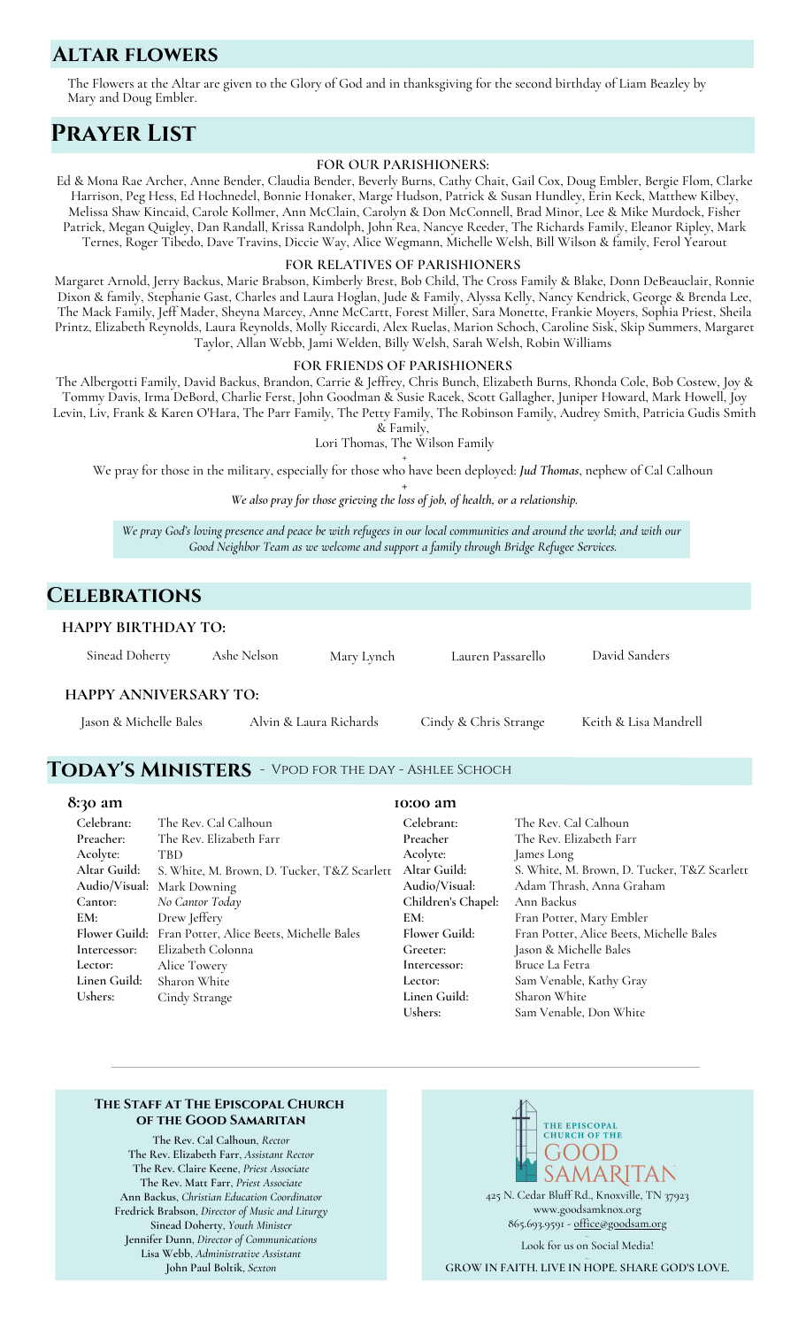## Altar Flowers

The Flowers at the Altar are given to the Glory of God and in thanksgiving for the second birthday of Liam Beazley by Mary and Doug Embler.

## Prayer List

### FOR OUR PARISHIONERS:

Ed & Mona Rae Archer, Anne Bender, Claudia Bender, Beverly Burns, Cathy Chait, Gail Cox, Doug Embler, Bergie Flom, Clarke Harrison, Peg Hess, Ed Hochnedel, Bonnie Honaker, Marge Hudson, Patrick & Susan Hundley, Erin Keck, Matthew Kilbey, Melissa Shaw Kincaid, Carole Kollmer, Ann McClain, Carolyn & Don McConnell, Brad Minor, Lee & Mike Murdock, Fisher Patrick, Megan Quigley, Dan Randall, Krissa Randolph, John Rea, Nancye Reeder, The Richards Family, Eleanor Ripley, Mark Ternes, Roger Tibedo, Dave Travins, Diccie Way, Alice Wegmann, Michelle Welsh, Bill Wilson & family, Ferol Yearout

### FOR RELATIVES OF PARISHIONERS

Margaret Arnold, Jerry Backus, Marie Brabson, Kimberly Brest, Bob Child, The Cross Family & Blake, Donn DeBeauclair, Ronnie Dixon & family, Stephanie Gast, Charles and Laura Hoglan, Jude & Family, Alyssa Kelly, Nancy Kendrick, George & Brenda Lee, The Mack Family, Jeff Mader, Sheyna Marcey, Anne McCartt, Forest Miller, Sara Monette, Frankie Moyers, Sophia Priest, Sheila Printz, Elizabeth Reynolds, Laura Reynolds, Molly Riccardi, Alex Ruelas, Marion Schoch, Caroline Sisk, Skip Summers, Margaret Taylor, Allan Webb, Jami Welden, Billy Welsh, Sarah Welsh, Robin Williams

### FOR FRIENDS OF PARISHIONERS

The Albergotti Family, David Backus, Brandon, Carrie & Jeffrey, Chris Bunch, Elizabeth Burns, Rhonda Cole, Bob Costew, Joy & Tommy Davis, Irma DeBord, Charlie Ferst, John Goodman & Susie Racek, Scott Gallagher, Juniper Howard, Mark Howell, Joy Levin, Liv, Frank & Karen O'Hara, The Parr Family, The Petty Family, The Robinson Family, Audrey Smith, Patricia Gudis Smith & Family,
Lori Thomas, The Wilson Family

+

We pray for those in the military, especially for those who have been deployed: ***Jud Thomas***, nephew of Cal Calhoun

+

*We also pray for those grieving the loss of job, of health, or a relationship.*

*We pray God's loving presence and peace be with refugees in our local communities and around the world; and with our Good Neighbor Team as we welcome and support a family through Bridge Refugee Services.*

## Celebrations

### HAPPY BIRTHDAY TO:

Sinead Doherty, Ashe Nelson, Mary Lynch, Lauren Passarello, David Sanders

### HAPPY ANNIVERSARY TO:

Jason & Michelle Bales, Alvin & Laura Richards, Cindy & Chris Strange, Keith & Lisa Mandrell

## Today's Ministers - VPOD for the day - Ashlee Schoch

### 8:30 am

| | |
|---|---|
| Celebrant: | The Rev. Cal Calhoun |
| Preacher: | The Rev. Elizabeth Farr |
| Acolyte: | TBD |
| Altar Guild: | S. White, M. Brown, D. Tucker, T&Z Scarlett |
| Audio/Visual: | Mark Downing |
| Cantor: | *No Cantor Today* |
| EM: | Drew Jeffery |
| Flower Guild: | Fran Potter, Alice Beets, Michelle Bales |
| Intercessor: | Elizabeth Colonna |
| Lector: | Alice Towery |
| Linen Guild: | Sharon White |
| Ushers: | Cindy Strange |

### 10:00 am

| | |
|---|---|
| Celebrant: | The Rev. Cal Calhoun |
| Preacher | The Rev. Elizabeth Farr |
| Acolyte: | James Long |
| Altar Guild: | S. White, M. Brown, D. Tucker, T&Z Scarlett |
| Audio/Visual: | Adam Thrash, Anna Graham |
| Children's Chapel: | Ann Backus |
| EM: | Fran Potter, Mary Embler |
| Flower Guild: | Fran Potter, Alice Beets, Michelle Bales |
| Greeter: | Jason & Michelle Bales |
| Intercessor: | Bruce La Fetra |
| Lector: | Sam Venable, Kathy Gray |
| Linen Guild: | Sharon White |
| Ushers: | Sam Venable, Don White |

---

### The Staff at The Episcopal Church of the Good Samaritan

**The Rev. Cal Calhoun**, *Rector*
**The Rev. Elizabeth Farr**, *Assistant Rector*
**The Rev. Claire Keene**, *Priest Associate*
**The Rev. Matt Farr**, *Priest Associate*
**Ann Backus**, *Christian Education Coordinator*
**Fredrick Brabson**, *Director of Music and Liturgy*
**Sinead Doherty**, *Youth Minister*
**Jennifer Dunn**, *Director of Communications*
**Lisa Webb**, *Administrative Assistant*
**John Paul Boltik**, *Sexton*

THE EPISCOPAL CHURCH OF THE GOOD SAMARITAN

425 N. Cedar Bluff Rd., Knoxville, TN 37923
www.goodsamknox.org
865.693.9591 - office@goodsam.org

Look for us on Social Media!

GROW IN FAITH. LIVE IN HOPE. SHARE GOD'S LOVE.